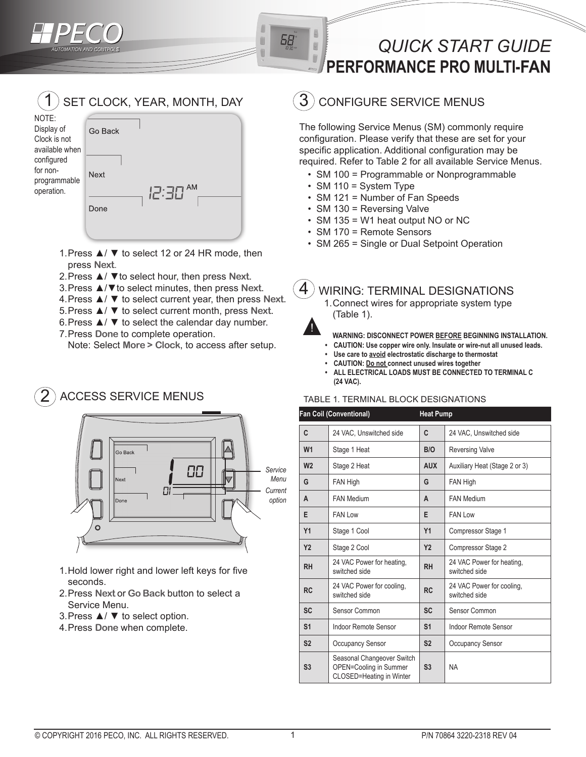# PECO

AUTOMATION AND CONTROLS

# QUICK START GUIDE
# PERFORMANCE PRO MULTI-FAN

## 1 SET CLOCK, YEAR, MONTH, DAY

NOTE: Display of Clock is not available when configured for non-programmable operation.

Go Back

Next

Done

12:30 AM

1. Press ▲/ ▼ to select 12 or 24 HR mode, then press **Next**.
2. Press ▲/ ▼to select hour, then press **Next**.
3. Press ▲/▼to select minutes, then press **Next**.
4. Press ▲/ ▼ to select current year, then press **Next**.
5. Press ▲/ ▼ to select current month, press **Next**.
6. Press ▲/ ▼ to select the calendar day number.
7. Press **Done** to complete operation.
   Note: Select **More > Clock**, to access after setup.

## 2 ACCESS SERVICE MENUS

Go Back

Next

Done

*Service Menu*

*Current option*

1. Hold lower right and lower left keys for five seconds.
2. Press **Next** or **Go Back** button to select a Service Menu.
3. Press ▲/ ▼ to select option.
4. Press **Done** when complete.

## 3 CONFIGURE SERVICE MENUS

The following Service Menus (SM) commonly require configuration. Please verify that these are set for your specific application. Additional configuration may be required. Refer to Table 2 for all available Service Menus.

- SM 100 = Programmable or Nonprogrammable
- SM 110 = System Type
- SM 121 = Number of Fan Speeds
- SM 130 = Reversing Valve
- SM 135 = W1 heat output NO or NC
- SM 170 = Remote Sensors
- SM 265 = Single or Dual Setpoint Operation

## 4 WIRING: TERMINAL DESIGNATIONS

1. Connect wires for appropriate system type (Table 1).

**WARNING: DISCONNECT POWER BEFORE BEGINNING INSTALLATION.**

- **CAUTION: Use copper wire only. Insulate or wire-nut all unused leads.**
- **Use care to avoid electrostatic discharge to thermostat**
- **CAUTION: Do not connect unused wires together**
- **ALL ELECTRICAL LOADS MUST BE CONNECTED TO TERMINAL C (24 VAC).**

TABLE 1. TERMINAL BLOCK DESIGNATIONS

| Fan Coil (Conventional) | | Heat Pump | |
|---|---|---|---|
| **C** | 24 VAC, Unswitched side | **C** | 24 VAC, Unswitched side |
| **W1** | Stage 1 Heat | **B/O** | Reversing Valve |
| **W2** | Stage 2 Heat | **AUX** | Auxiliary Heat (Stage 2 or 3) |
| **G** | FAN High | **G** | FAN High |
| **A** | FAN Medium | **A** | FAN Medium |
| **E** | FAN Low | **E** | FAN Low |
| **Y1** | Stage 1 Cool | **Y1** | Compressor Stage 1 |
| **Y2** | Stage 2 Cool | **Y2** | Compressor Stage 2 |
| **RH** | 24 VAC Power for heating, switched side | **RH** | 24 VAC Power for heating, switched side |
| **RC** | 24 VAC Power for cooling, switched side | **RC** | 24 VAC Power for cooling, switched side |
| **SC** | Sensor Common | **SC** | Sensor Common |
| **S1** | Indoor Remote Sensor | **S1** | Indoor Remote Sensor |
| **S2** | Occupancy Sensor | **S2** | Occupancy Sensor |
| **S3** | Seasonal Changeover Switch OPEN=Cooling in Summer CLOSED=Heating in Winter | **S3** | NA |

© COPYRIGHT 2016 PECO, INC. ALL RIGHTS RESERVED.

P/N 70864 3220-2318 REV 04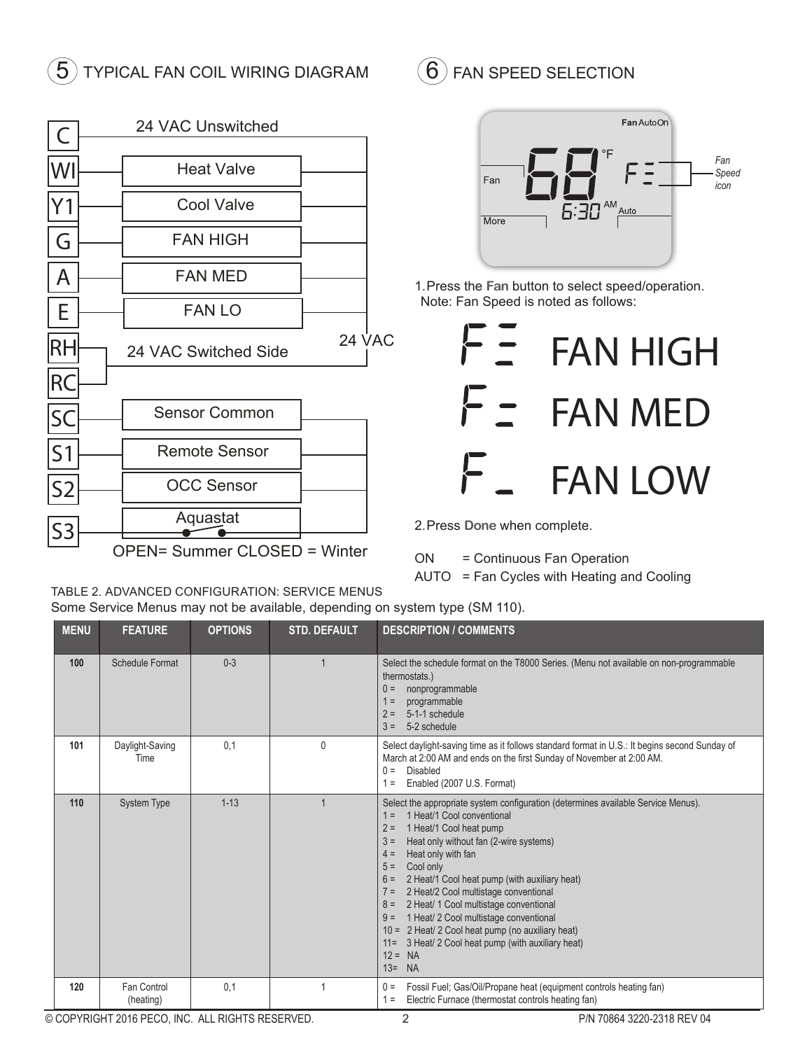## 5 TYPICAL FAN COIL WIRING DIAGRAM

C — 24 VAC Unswitched

WI — Heat Valve

Y1 — Cool Valve

G — FAN HIGH

A — FAN MED

E — FAN LO

RH — 24 VAC Switched Side — 24 VAC

RC

SC — Sensor Common

S1 — Remote Sensor

S2 — OCC Sensor

S3 — Aquastat

OPEN= Summer CLOSED = Winter

## 6 FAN SPEED SELECTION

Fan AutoOn

Fan

More

68 °F F≡ Fan Speed icon

6:30 AM Auto

1. Press the **Fan** button to select speed/operation.
   Note: Fan Speed is noted as follows:

F≡ FAN HIGH

F= FAN MED

F_ FAN LOW

2. Press **Done** when complete.

ON = Continuous Fan Operation

AUTO = Fan Cycles with Heating and Cooling

TABLE 2. ADVANCED CONFIGURATION: SERVICE MENUS

Some Service Menus may not be available, depending on system type (SM 110).

| MENU | FEATURE | OPTIONS | STD. DEFAULT | DESCRIPTION / COMMENTS |
|---|---|---|---|---|
| 100 | Schedule Format | 0-3 | 1 | Select the schedule format on the T8000 Series. (Menu not available on non-programmable thermostats.)<br>0 = nonprogrammable<br>1 = programmable<br>2 = 5-1-1 schedule<br>3 = 5-2 schedule |
| 101 | Daylight-Saving Time | 0,1 | 0 | Select daylight-saving time as it follows standard format in U.S.: It begins second Sunday of March at 2:00 AM and ends on the first Sunday of November at 2:00 AM.<br>0 = Disabled<br>1 = Enabled (2007 U.S. Format) |
| 110 | System Type | 1-13 | 1 | Select the appropriate system configuration (determines available Service Menus).<br>1 = 1 Heat/1 Cool conventional<br>2 = 1 Heat/1 Cool heat pump<br>3 = Heat only without fan (2-wire systems)<br>4 = Heat only with fan<br>5 = Cool only<br>6 = 2 Heat/1 Cool heat pump (with auxiliary heat)<br>7 = 2 Heat/2 Cool multistage conventional<br>8 = 2 Heat/ 1 Cool multistage conventional<br>9 = 1 Heat/ 2 Cool multistage conventional<br>10 = 2 Heat/ 2 Cool heat pump (no auxiliary heat)<br>11= 3 Heat/ 2 Cool heat pump (with auxiliary heat)<br>12 = NA<br>13= NA |
| 120 | Fan Control (heating) | 0,1 | 1 | 0 = Fossil Fuel; Gas/Oil/Propane heat (equipment controls heating fan)<br>1 = Electric Furnace (thermostat controls heating fan) |

© COPYRIGHT 2016 PECO, INC. ALL RIGHTS RESERVED. P/N 70864 3220-2318 REV 04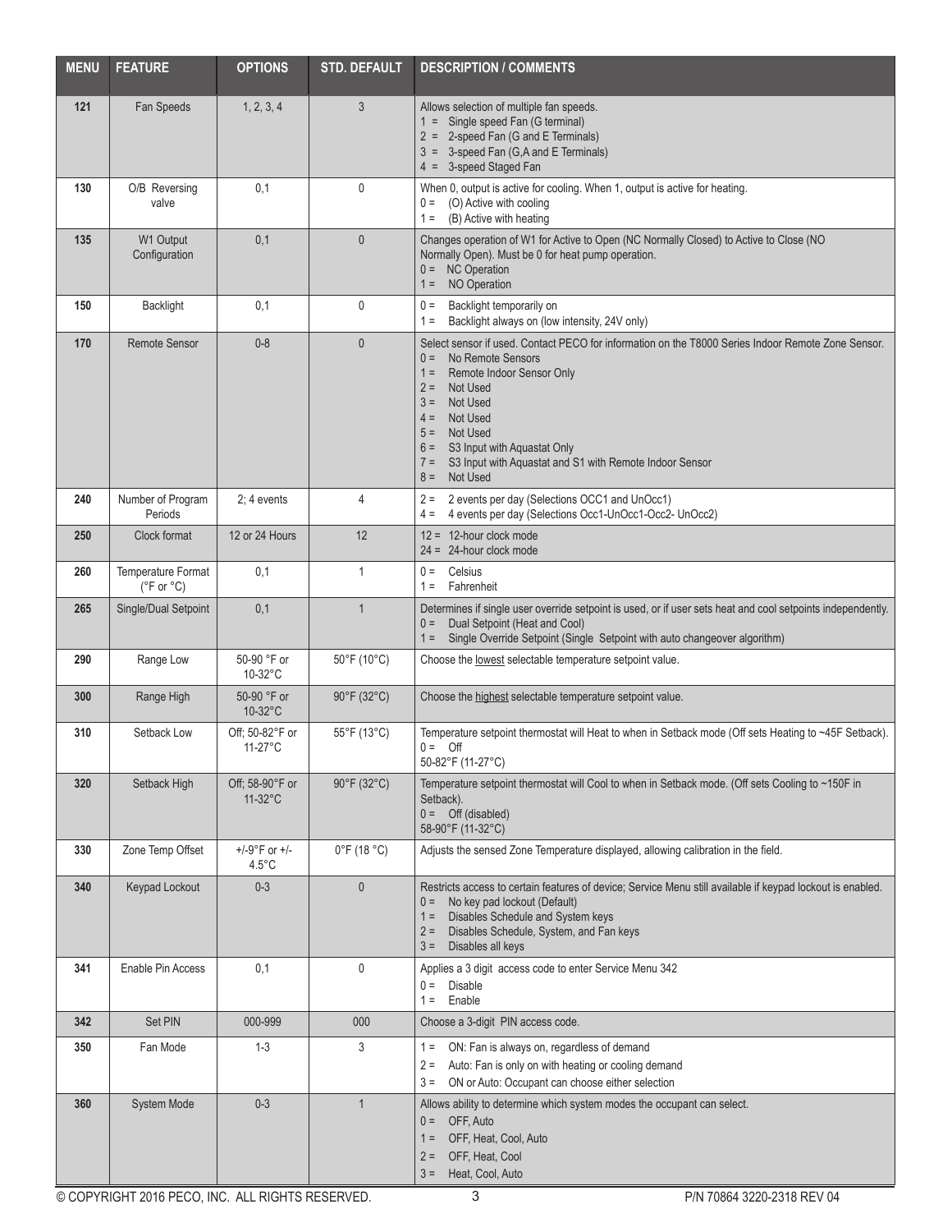| MENU | FEATURE | OPTIONS | STD. DEFAULT | DESCRIPTION / COMMENTS |
|---|---|---|---|---|
| 121 | Fan Speeds | 1, 2, 3, 4 | 3 | Allows selection of multiple fan speeds.<br>1 = Single speed Fan (G terminal)<br>2 = 2-speed Fan (G and E Terminals)<br>3 = 3-speed Fan (G,A and E Terminals)<br>4 = 3-speed Staged Fan |
| 130 | O/B Reversing valve | 0,1 | 0 | When 0, output is active for cooling. When 1, output is active for heating.<br>0 = (O) Active with cooling<br>1 = (B) Active with heating |
| 135 | W1 Output Configuration | 0,1 | 0 | Changes operation of W1 for Active to Open (NC Normally Closed) to Active to Close (NO Normally Open). Must be 0 for heat pump operation.<br>0 = NC Operation<br>1 = NO Operation |
| 150 | Backlight | 0,1 | 0 | 0 = Backlight temporarily on<br>1 = Backlight always on (low intensity, 24V only) |
| 170 | Remote Sensor | 0-8 | 0 | Select sensor if used. Contact PECO for information on the T8000 Series Indoor Remote Zone Sensor.<br>0 = No Remote Sensors<br>1 = Remote Indoor Sensor Only<br>2 = Not Used<br>3 = Not Used<br>4 = Not Used<br>5 = Not Used<br>6 = S3 Input with Aquastat Only<br>7 = S3 Input with Aquastat and S1 with Remote Indoor Sensor<br>8 = Not Used |
| 240 | Number of Program Periods | 2; 4 events | 4 | 2 = 2 events per day (Selections OCC1 and UnOcc1)<br>4 = 4 events per day (Selections Occ1-UnOcc1-Occ2- UnOcc2) |
| 250 | Clock format | 12 or 24 Hours | 12 | 12 = 12-hour clock mode<br>24 = 24-hour clock mode |
| 260 | Temperature Format (°F or °C) | 0,1 | 1 | 0 = Celsius<br>1 = Fahrenheit |
| 265 | Single/Dual Setpoint | 0,1 | 1 | Determines if single user override setpoint is used, or if user sets heat and cool setpoints independently.<br>0 = Dual Setpoint (Heat and Cool)<br>1 = Single Override Setpoint (Single Setpoint with auto changeover algorithm) |
| 290 | Range Low | 50-90 °F or 10-32°C | 50°F (10°C) | Choose the lowest selectable temperature setpoint value. |
| 300 | Range High | 50-90 °F or 10-32°C | 90°F (32°C) | Choose the highest selectable temperature setpoint value. |
| 310 | Setback Low | Off; 50-82°F or 11-27°C | 55°F (13°C) | Temperature setpoint thermostat will Heat to when in Setback mode (Off sets Heating to ~45F Setback).<br>0 = Off<br>50-82°F (11-27°C) |
| 320 | Setback High | Off; 58-90°F or 11-32°C | 90°F (32°C) | Temperature setpoint thermostat will Cool to when in Setback mode. (Off sets Cooling to ~150F in Setback).<br>0 = Off (disabled)<br>58-90°F (11-32°C) |
| 330 | Zone Temp Offset | +/-9°F or +/- 4.5°C | 0°F (18 °C) | Adjusts the sensed Zone Temperature displayed, allowing calibration in the field. |
| 340 | Keypad Lockout | 0-3 | 0 | Restricts access to certain features of device; Service Menu still available if keypad lockout is enabled.<br>0 = No key pad lockout (Default)<br>1 = Disables Schedule and System keys<br>2 = Disables Schedule, System, and Fan keys<br>3 = Disables all keys |
| 341 | Enable Pin Access | 0,1 | 0 | Applies a 3 digit access code to enter Service Menu 342<br>0 = Disable<br>1 = Enable |
| 342 | Set PIN | 000-999 | 000 | Choose a 3-digit PIN access code. |
| 350 | Fan Mode | 1-3 | 3 | 1 = ON: Fan is always on, regardless of demand<br>2 = Auto: Fan is only on with heating or cooling demand<br>3 = ON or Auto: Occupant can choose either selection |
| 360 | System Mode | 0-3 | 1 | Allows ability to determine which system modes the occupant can select.<br>0 = OFF, Auto<br>1 = OFF, Heat, Cool, Auto<br>2 = OFF, Heat, Cool<br>3 = Heat, Cool, Auto |

© COPYRIGHT 2016 PECO, INC. ALL RIGHTS RESERVED. P/N 70864 3220-2318 REV 04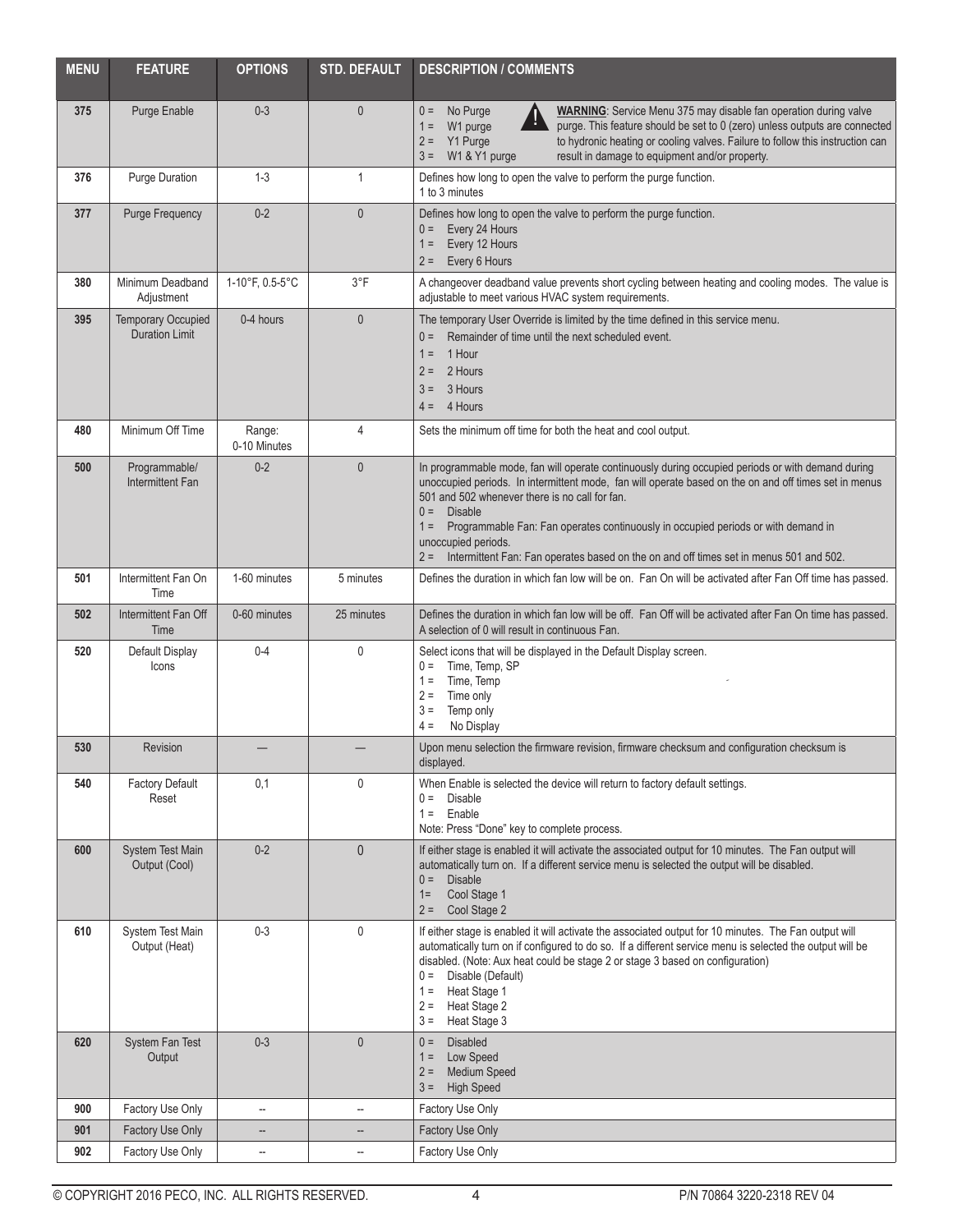| MENU | FEATURE | OPTIONS | STD. DEFAULT | DESCRIPTION / COMMENTS |
|---|---|---|---|---|
| 375 | Purge Enable | 0-3 | 0 | 0 = No Purge<br>1 = W1 purge<br>2 = Y1 Purge<br>3 = W1 & Y1 purge<br>**WARNING**: Service Menu 375 may disable fan operation during valve purge. This feature should be set to 0 (zero) unless outputs are connected to hydronic heating or cooling valves. Failure to follow this instruction can result in damage to equipment and/or property. |
| 376 | Purge Duration | 1-3 | 1 | Defines how long to open the valve to perform the purge function.<br>1 to 3 minutes |
| 377 | Purge Frequency | 0-2 | 0 | Defines how long to open the valve to perform the purge function.<br>0 = Every 24 Hours<br>1 = Every 12 Hours<br>2 = Every 6 Hours |
| 380 | Minimum Deadband Adjustment | 1-10°F, 0.5-5°C | 3°F | A changeover deadband value prevents short cycling between heating and cooling modes. The value is adjustable to meet various HVAC system requirements. |
| 395 | Temporary Occupied Duration Limit | 0-4 hours | 0 | The temporary User Override is limited by the time defined in this service menu.<br>0 = Remainder of time until the next scheduled event.<br>1 = 1 Hour<br>2 = 2 Hours<br>3 = 3 Hours<br>4 = 4 Hours |
| 480 | Minimum Off Time | Range: 0-10 Minutes | 4 | Sets the minimum off time for both the heat and cool output. |
| 500 | Programmable/ Intermittent Fan | 0-2 | 0 | In programmable mode, fan will operate continuously during occupied periods or with demand during unoccupied periods. In intermittent mode, fan will operate based on the on and off times set in menus 501 and 502 whenever there is no call for fan.<br>0 = Disable<br>1 = Programmable Fan: Fan operates continuously in occupied periods or with demand in unoccupied periods.<br>2 = Intermittent Fan: Fan operates based on the on and off times set in menus 501 and 502. |
| 501 | Intermittent Fan On Time | 1-60 minutes | 5 minutes | Defines the duration in which fan low will be on. Fan On will be activated after Fan Off time has passed. |
| 502 | Intermittent Fan Off Time | 0-60 minutes | 25 minutes | Defines the duration in which fan low will be off. Fan Off will be activated after Fan On time has passed. A selection of 0 will result in continuous Fan. |
| 520 | Default Display Icons | 0-4 | 0 | Select icons that will be displayed in the Default Display screen.<br>0 = Time, Temp, SP<br>1 = Time, Temp<br>2 = Time only<br>3 = Temp only<br>4 = No Display |
| 530 | Revision | — | — | Upon menu selection the firmware revision, firmware checksum and configuration checksum is displayed. |
| 540 | Factory Default Reset | 0,1 | 0 | When Enable is selected the device will return to factory default settings.<br>0 = Disable<br>1 = Enable<br>Note: Press "Done" key to complete process. |
| 600 | System Test Main Output (Cool) | 0-2 | 0 | If either stage is enabled it will activate the associated output for 10 minutes. The Fan output will automatically turn on. If a different service menu is selected the output will be disabled.<br>0 = Disable<br>1= Cool Stage 1<br>2 = Cool Stage 2 |
| 610 | System Test Main Output (Heat) | 0-3 | 0 | If either stage is enabled it will activate the associated output for 10 minutes. The Fan output will automatically turn on if configured to do so. If a different service menu is selected the output will be disabled. (Note: Aux heat could be stage 2 or stage 3 based on configuration)<br>0 = Disable (Default)<br>1 = Heat Stage 1<br>2 = Heat Stage 2<br>3 = Heat Stage 3 |
| 620 | System Fan Test Output | 0-3 | 0 | 0 = Disabled<br>1 = Low Speed<br>2 = Medium Speed<br>3 = High Speed |
| 900 | Factory Use Only | -- | -- | Factory Use Only |
| 901 | Factory Use Only | -- | -- | Factory Use Only |
| 902 | Factory Use Only | -- | -- | Factory Use Only |

© COPYRIGHT 2016 PECO, INC. ALL RIGHTS RESERVED. P/N 70864 3220-2318 REV 04